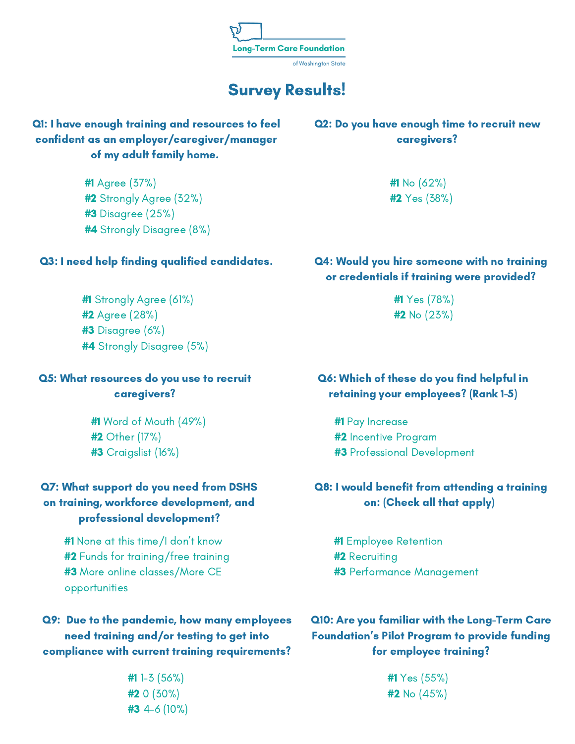Long-Term Care Foundation

of Washington State

# Survey Results!

### Q1: I have enough training and resources to feel confident as an employer/caregiver/manager of my adult family home.

**#1** Agree (37%)
**#2** Strongly Agree (32%)
**#3** Disagree (25%)
**#4** Strongly Disagree (8%)

### Q2: Do you have enough time to recruit new caregivers?

**#1** No (62%)
**#2** Yes (38%)

### Q3: I need help finding qualified candidates.

**#1** Strongly Agree (61%)
**#2** Agree (28%)
**#3** Disagree (6%)
**#4** Strongly Disagree (5%)

### Q4: Would you hire someone with no training or credentials if training were provided?

**#1** Yes (78%)
**#2** No (23%)

### Q5: What resources do you use to recruit caregivers?

**#1** Word of Mouth (49%)
**#2** Other (17%)
**#3** Craigslist (16%)

### Q6: Which of these do you find helpful in retaining your employees? (Rank 1-5)

**#1** Pay Increase
**#2** Incentive Program
**#3** Professional Development

### Q7: What support do you need from DSHS on training, workforce development, and professional development?

**#1** None at this time/I don't know
**#2** Funds for training/free training
**#3** More online classes/More CE opportunities

### Q8: I would benefit from attending a training on: (Check all that apply)

**#1** Employee Retention
**#2** Recruiting
**#3** Performance Management

### Q9: Due to the pandemic, how many employees need training and/or testing to get into compliance with current training requirements?

**#1** 1-3 (56%)
**#2** 0 (30%)
**#3** 4-6 (10%)

### Q10: Are you familiar with the Long-Term Care Foundation's Pilot Program to provide funding for employee training?

**#1** Yes (55%)
**#2** No (45%)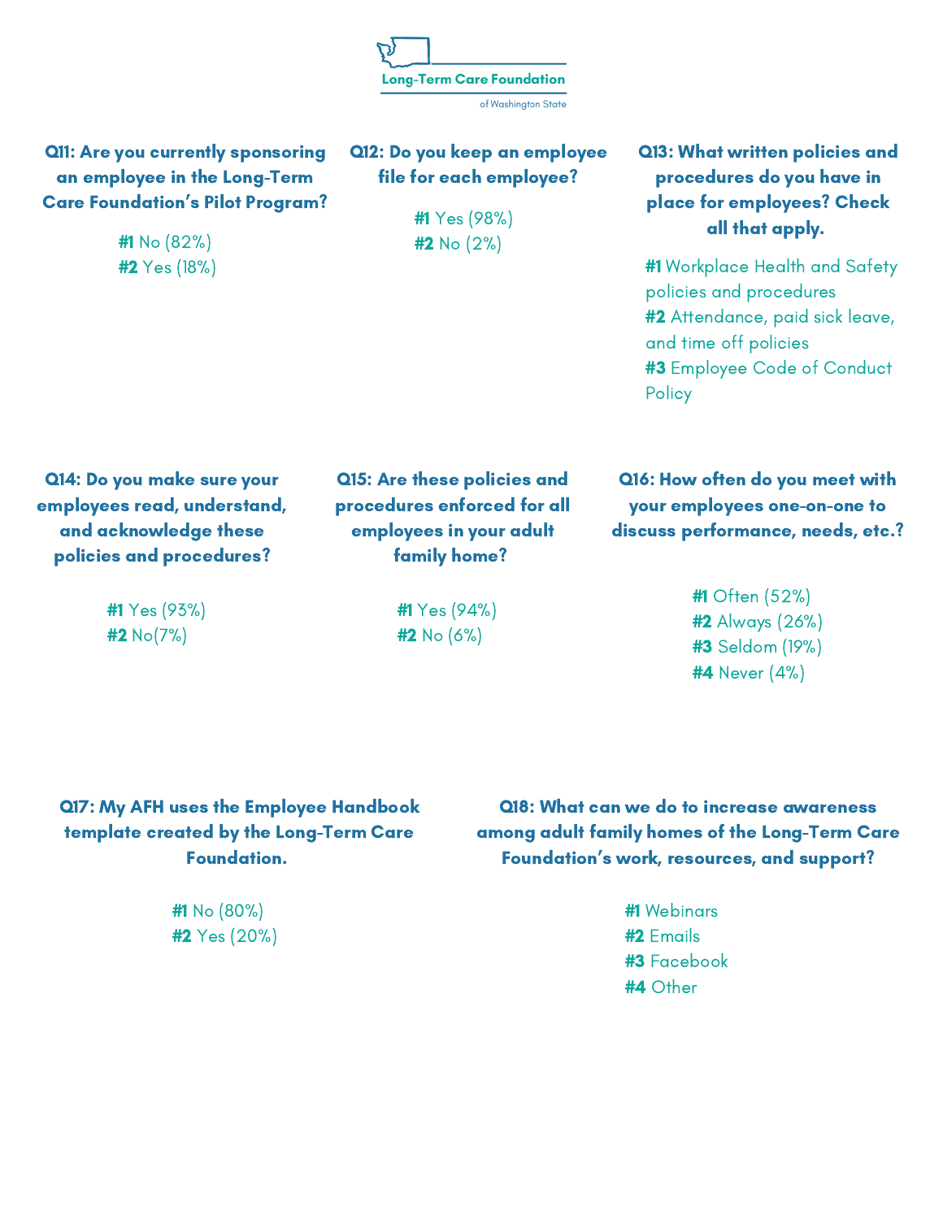Long-Term Care Foundation

of Washington State

**Q11: Are you currently sponsoring an employee in the Long-Term Care Foundation's Pilot Program?**

**#1** No (82%)
**#2** Yes (18%)

**Q12: Do you keep an employee file for each employee?**

**#1** Yes (98%)
**#2** No (2%)

**Q13: What written policies and procedures do you have in place for employees? Check all that apply.**

**#1** Workplace Health and Safety policies and procedures
**#2** Attendance, paid sick leave, and time off policies
**#3** Employee Code of Conduct Policy

**Q14: Do you make sure your employees read, understand, and acknowledge these policies and procedures?**

**#1** Yes (93%)
**#2** No(7%)

**Q15: Are these policies and procedures enforced for all employees in your adult family home?**

**#1** Yes (94%)
**#2** No (6%)

**Q16: How often do you meet with your employees one-on-one to discuss performance, needs, etc.?**

**#1** Often (52%)
**#2** Always (26%)
**#3** Seldom (19%)
**#4** Never (4%)

**Q17: My AFH uses the Employee Handbook template created by the Long-Term Care Foundation.**

**#1** No (80%)
**#2** Yes (20%)

**Q18: What can we do to increase awareness among adult family homes of the Long-Term Care Foundation's work, resources, and support?**

**#1** Webinars
**#2** Emails
**#3** Facebook
**#4** Other